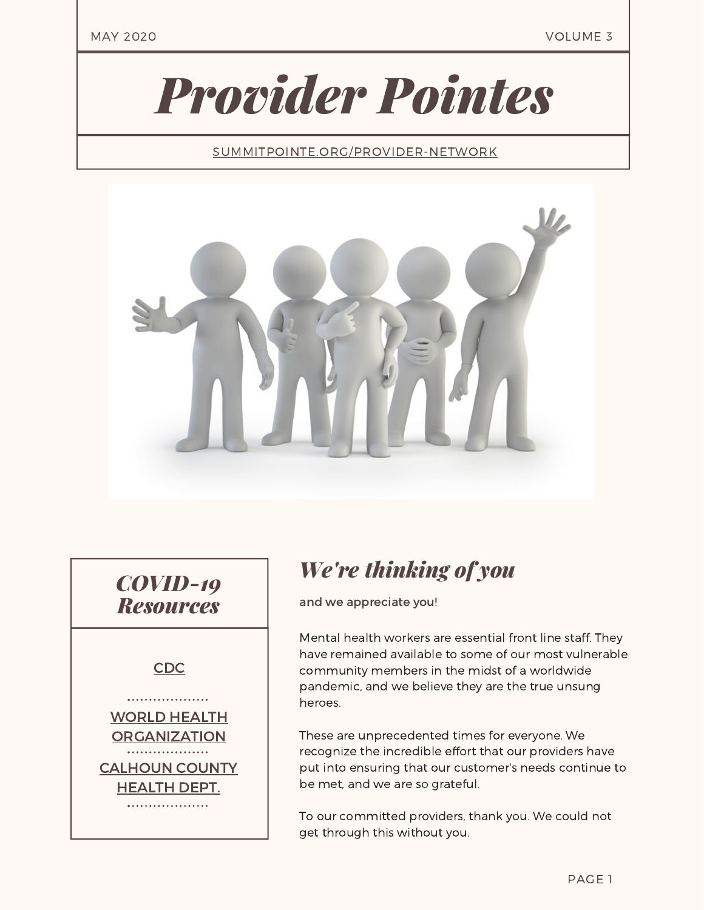MAY 2020 VOLUME 3

# *Provider Pointes*

SUMMITPOINTE.ORG/PROVIDER-NETWORK

## *We're thinking of you*

**and we appreciate you!**

Mental health workers are essential front line staff. They have remained available to some of our most vulnerable community members in the midst of a worldwide pandemic, and we believe they are the true unsung heroes.

These are unprecedented times for everyone. We recognize the incredible effort that our providers have put into ensuring that our customer's needs continue to be met, and we are so grateful.

To our committed providers, thank you. We could not get through this without you.

### *COVID-19 Resources*

- CDC
- WORLD HEALTH ORGANIZATION
- CALHOUN COUNTY HEALTH DEPT.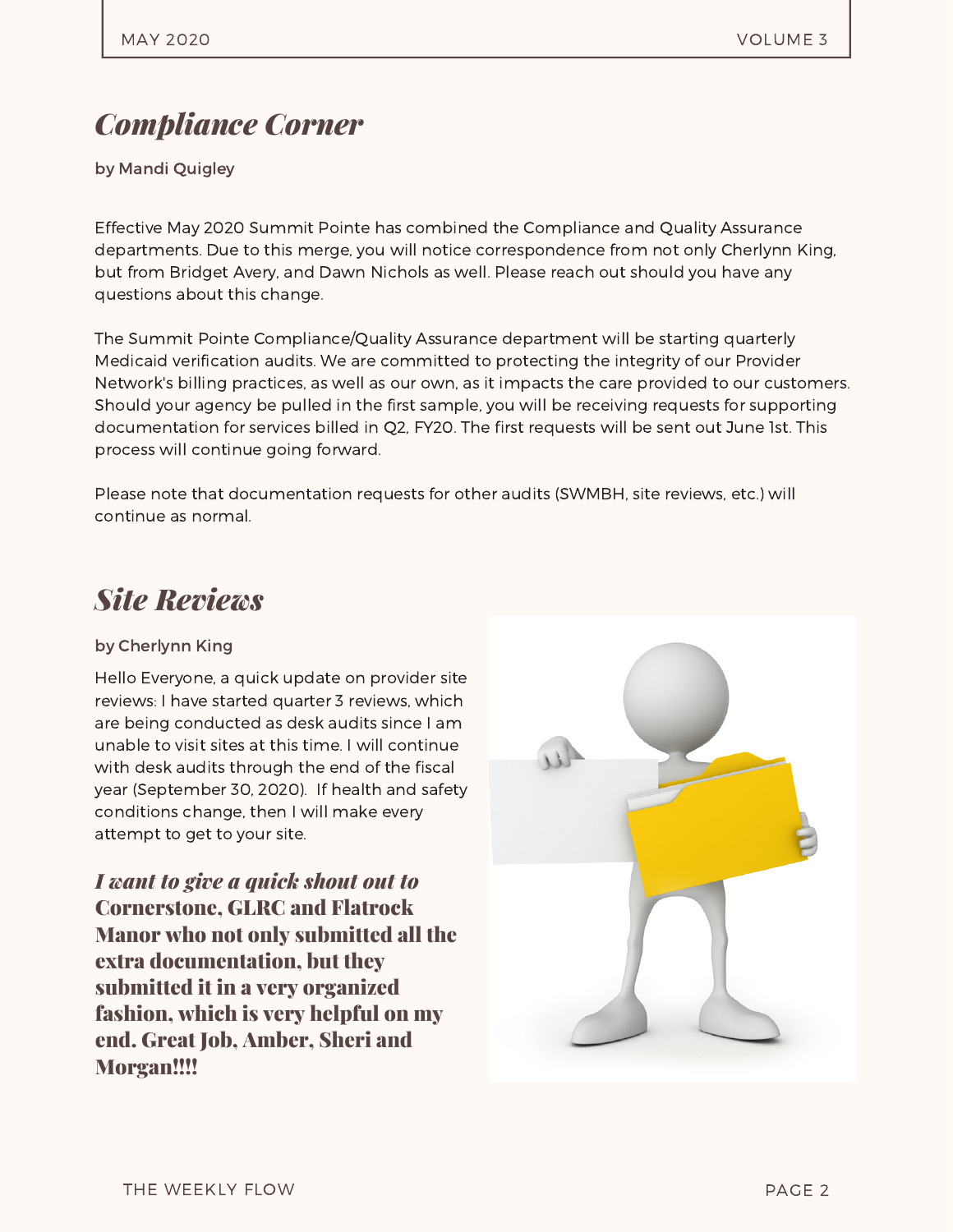## *Compliance Corner*

by Mandi Quigley

Effective May 2020 Summit Pointe has combined the Compliance and Quality Assurance departments. Due to this merge, you will notice correspondence from not only Cherlynn King, but from Bridget Avery, and Dawn Nichols as well. Please reach out should you have any questions about this change.

The Summit Pointe Compliance/Quality Assurance department will be starting quarterly Medicaid verification audits. We are committed to protecting the integrity of our Provider Network's billing practices, as well as our own, as it impacts the care provided to our customers. Should your agency be pulled in the first sample, you will be receiving requests for supporting documentation for services billed in Q2, FY20. The first requests will be sent out June 1st. This process will continue going forward.

Please note that documentation requests for other audits (SWMBH, site reviews, etc.) will continue as normal.

## *Site Reviews*

by Cherlynn King

Hello Everyone, a quick update on provider site reviews: I have started quarter 3 reviews, which are being conducted as desk audits since I am unable to visit sites at this time. I will continue with desk audits through the end of the fiscal year (September 30, 2020). If health and safety conditions change, then I will make every attempt to get to your site.

***I want to give a quick shout out to*** **Cornerstone, GLRC and Flatrock Manor who not only submitted all the extra documentation, but they submitted it in a very organized fashion, which is very helpful on my end. Great Job, Amber, Sheri and Morgan!!!!**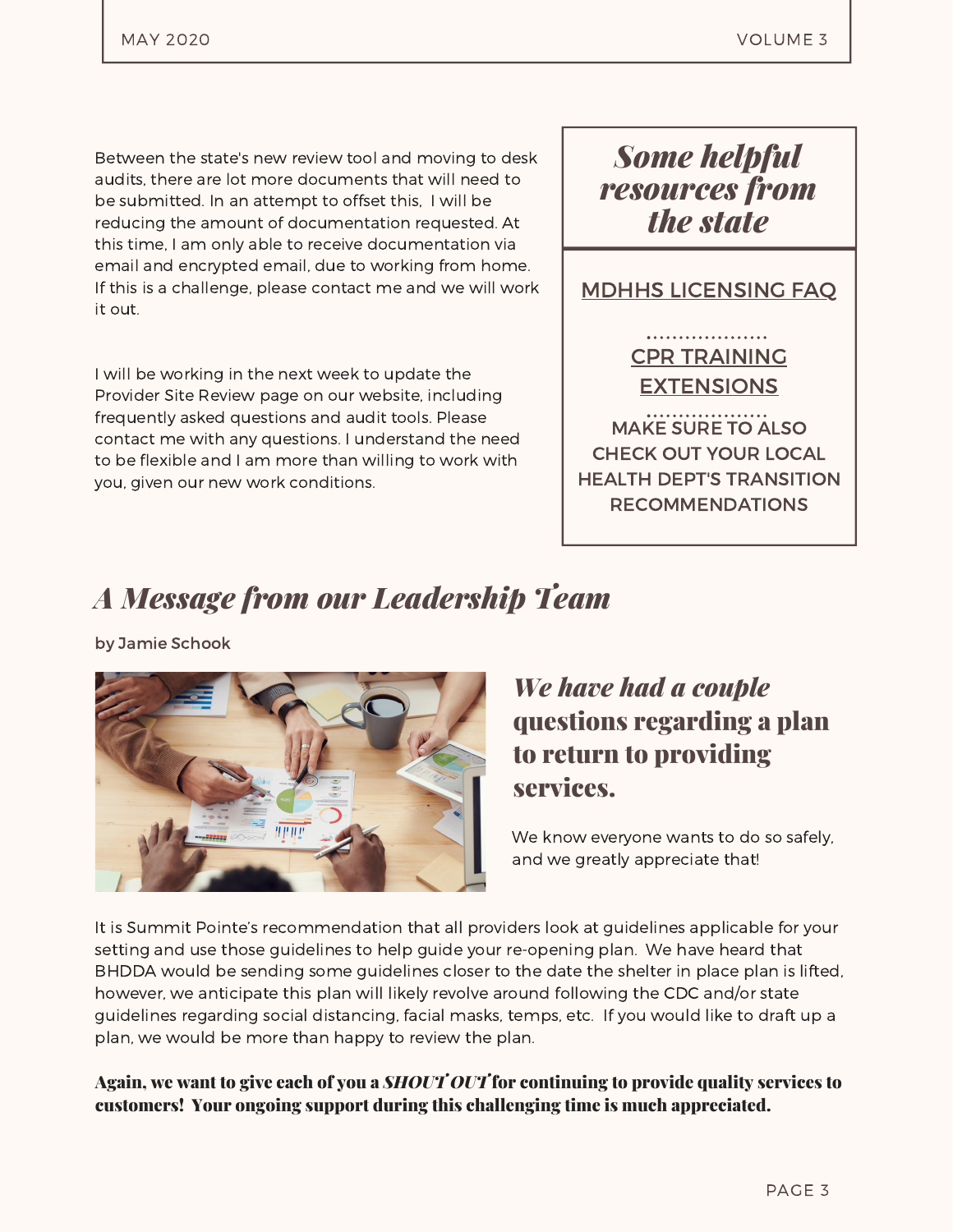Between the state's new review tool and moving to desk audits, there are lot more documents that will need to be submitted. In an attempt to offset this, I will be reducing the amount of documentation requested. At this time, I am only able to receive documentation via email and encrypted email, due to working from home. If this is a challenge, please contact me and we will work it out.

I will be working in the next week to update the Provider Site Review page on our website, including frequently asked questions and audit tools. Please contact me with any questions. I understand the need to be flexible and I am more than willing to work with you, given our new work conditions.

### *Some helpful resources from the state*

MDHHS LICENSING FAQ

CPR TRAINING EXTENSIONS

MAKE SURE TO ALSO CHECK OUT YOUR LOCAL HEALTH DEPT'S TRANSITION RECOMMENDATIONS

## *A Message from our Leadership Team*

**by Jamie Schook**

### *We have had a couple questions regarding a plan to return to providing services.*

We know everyone wants to do so safely, and we greatly appreciate that!

It is Summit Pointe's recommendation that all providers look at guidelines applicable for your setting and use those guidelines to help guide your re-opening plan. We have heard that BHDDA would be sending some guidelines closer to the date the shelter in place plan is lifted, however, we anticipate this plan will likely revolve around following the CDC and/or state guidelines regarding social distancing, facial masks, temps, etc. If you would like to draft up a plan, we would be more than happy to review the plan.

**Again, we want to give each of you a *SHOUT OUT* for continuing to provide quality services to customers! Your ongoing support during this challenging time is much appreciated.**